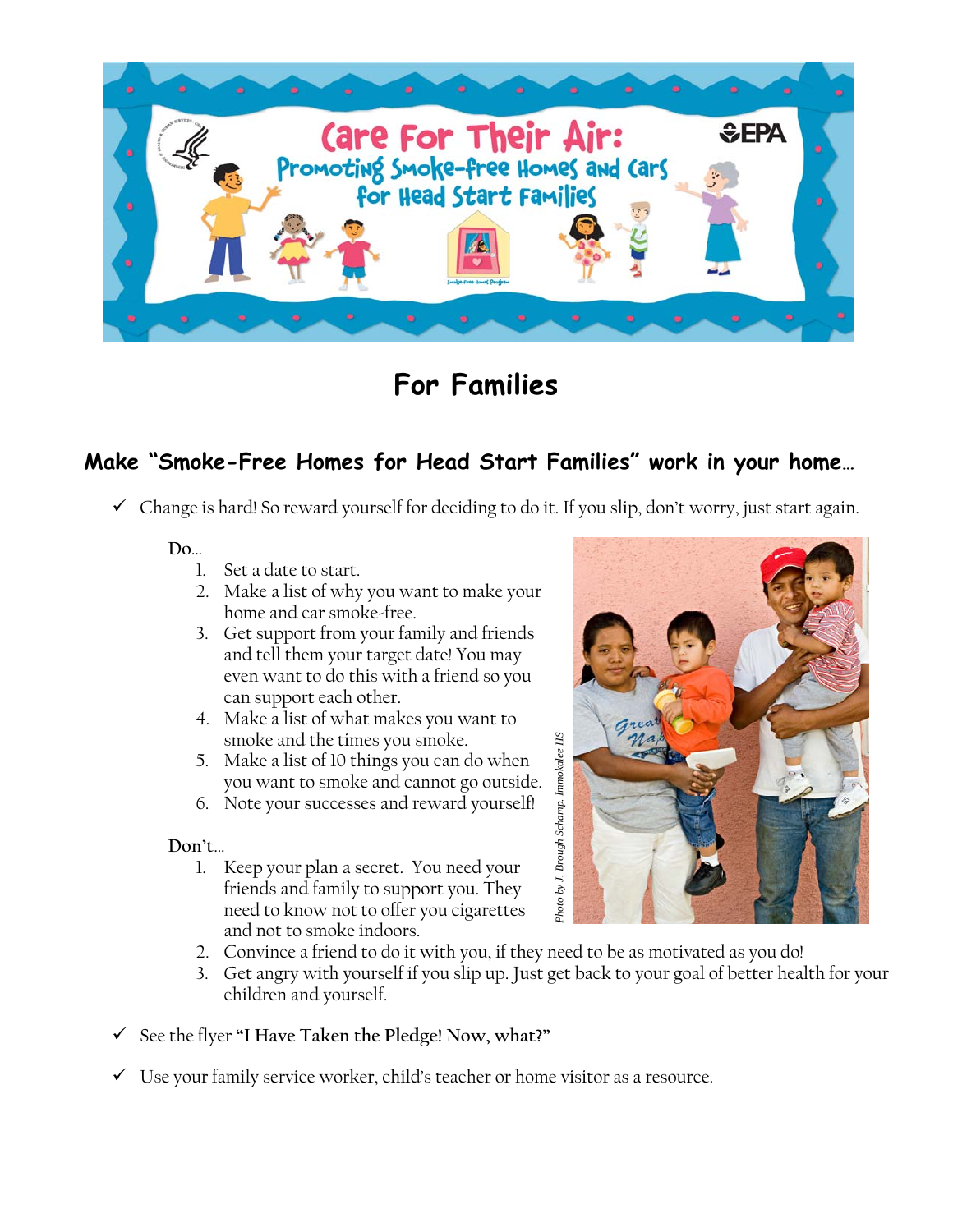# Care For Their Air: Promoting Smoke-free Homes and Cars for Head Start Families

## For Families

### Make "Smoke-Free Homes for Head Start Families" work in your home…

- ✓ Change is hard! So reward yourself for deciding to do it. If you slip, don't worry, just start again.

**Do…**

1. Set a date to start.
2. Make a list of why you want to make your home and car smoke-free.
3. Get support from your family and friends and tell them your target date! You may even want to do this with a friend so you can support each other.
4. Make a list of what makes you want to smoke and the times you smoke.
5. Make a list of 10 things you can do when you want to smoke and cannot go outside.
6. Note your successes and reward yourself!

**Don't…**

1. Keep your plan a secret. You need your friends and family to support you. They need to know not to offer you cigarettes and not to smoke indoors.
2. Convince a friend to do it with you, if they need to be as motivated as you do!
3. Get angry with yourself if you slip up. Just get back to your goal of better health for your children and yourself.

*Photo by J. Brough Schamp, Immokalee HS*

- ✓ See the flyer **"I Have Taken the Pledge! Now, what?"**
- ✓ Use your family service worker, child's teacher or home visitor as a resource.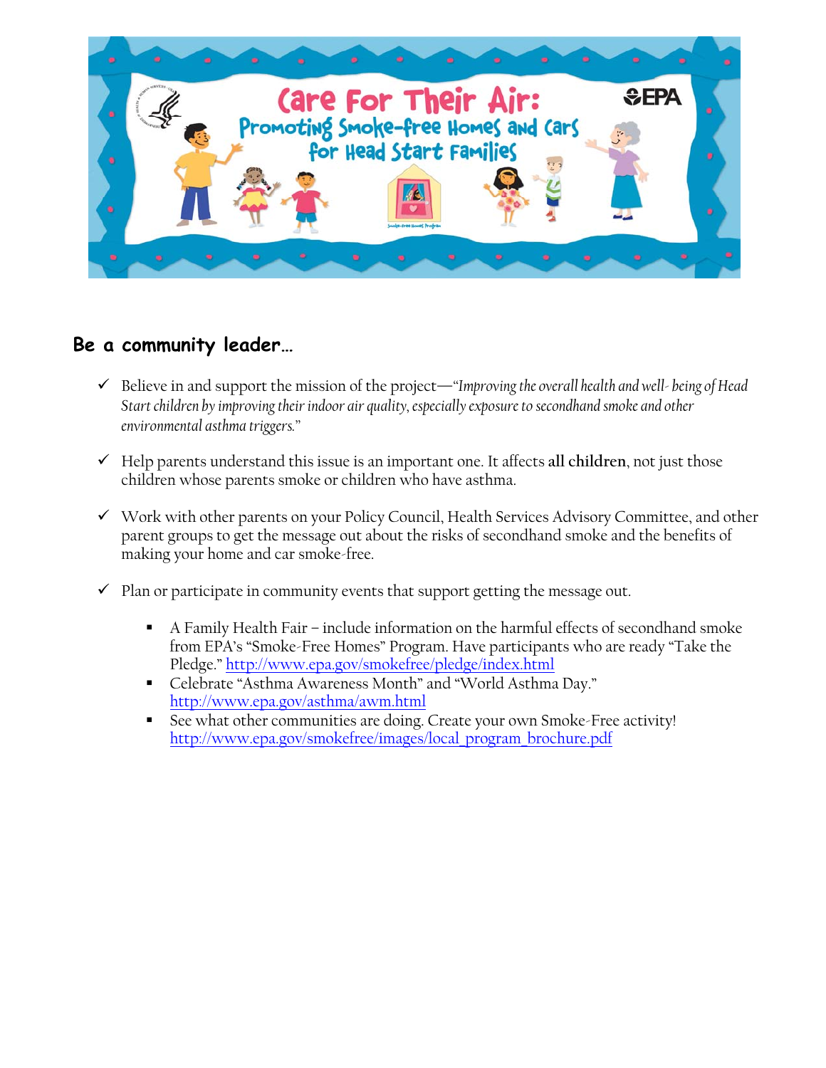# Care For Their Air: Promoting Smoke-free Homes and Cars for Head Start Families

## Be a community leader…

- ✓ Believe in and support the mission of the project—"*Improving the overall health and well- being of Head Start children by improving their indoor air quality, especially exposure to secondhand smoke and other environmental asthma triggers.*"

- ✓ Help parents understand this issue is an important one. It affects **all children**, not just those children whose parents smoke or children who have asthma.

- ✓ Work with other parents on your Policy Council, Health Services Advisory Committee, and other parent groups to get the message out about the risks of secondhand smoke and the benefits of making your home and car smoke-free.

- ✓ Plan or participate in community events that support getting the message out.
  - A Family Health Fair – include information on the harmful effects of secondhand smoke from EPA's "Smoke-Free Homes" Program. Have participants who are ready "Take the Pledge." http://www.epa.gov/smokefree/pledge/index.html
  - Celebrate "Asthma Awareness Month" and "World Asthma Day." http://www.epa.gov/asthma/awm.html
  - See what other communities are doing. Create your own Smoke-Free activity! http://www.epa.gov/smokefree/images/local_program_brochure.pdf